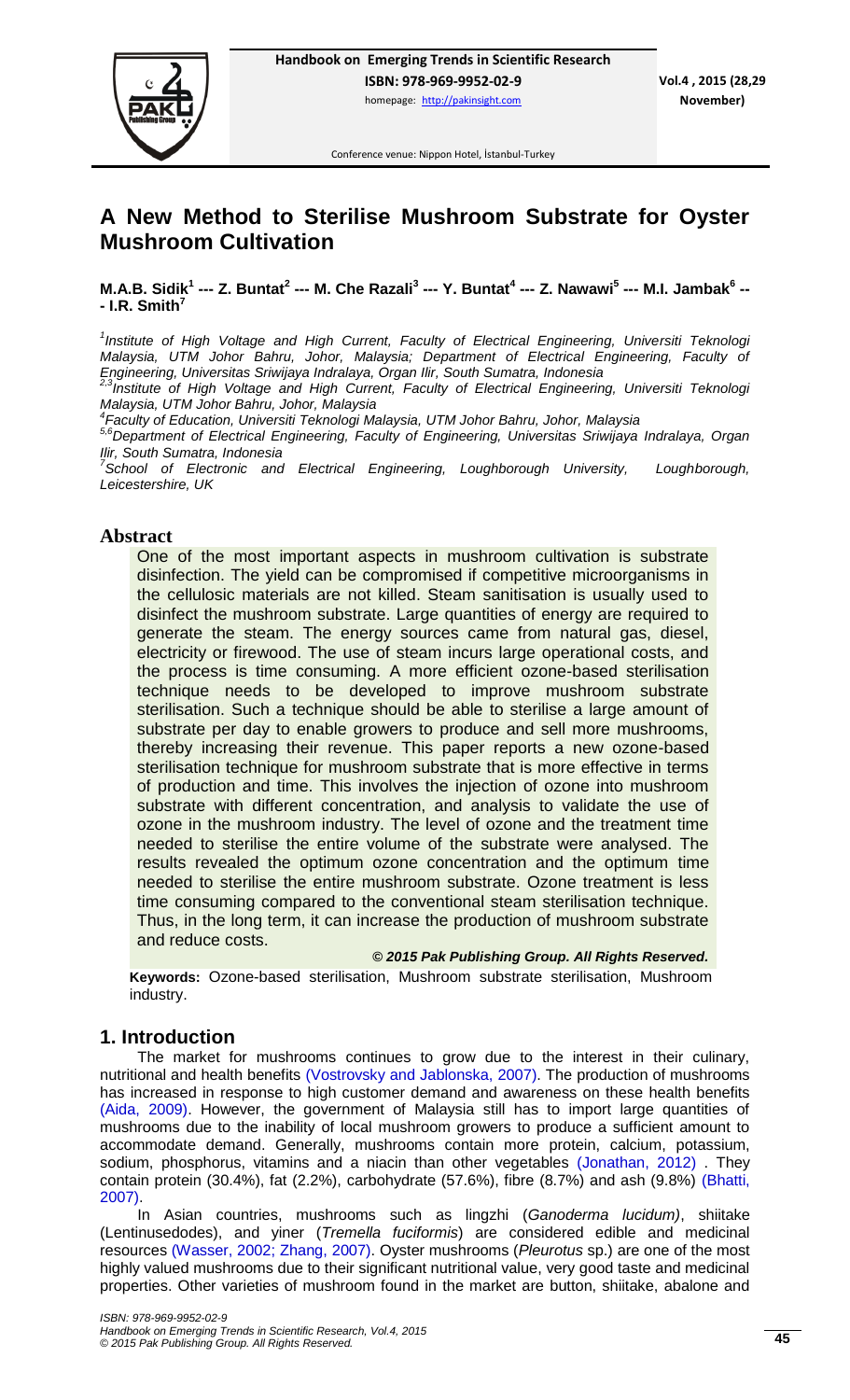# A New Method to Sterilise Mushroom Substrate for Oyster Mushroom Cultivation

**M.A.B. Sidik[1] --- Z. Buntat[2] --- M. Che Razali[3] --- Y. Buntat[4] --- Z. Nawawi[5] --- M.I. Jambak[6] --- I.R. Smith[7]**

*[1]Institute of High Voltage and High Current, Faculty of Electrical Engineering, Universiti Teknologi Malaysia, UTM Johor Bahru, Johor, Malaysia; Department of Electrical Engineering, Faculty of Engineering, Universitas Sriwijaya Indralaya, Organ Ilir, South Sumatra, Indonesia*

*[2,3]Institute of High Voltage and High Current, Faculty of Electrical Engineering, Universiti Teknologi Malaysia, UTM Johor Bahru, Johor, Malaysia*

*[4]Faculty of Education, Universiti Teknologi Malaysia, UTM Johor Bahru, Johor, Malaysia*

*[5,6]Department of Electrical Engineering, Faculty of Engineering, Universitas Sriwijaya Indralaya, Organ Ilir, South Sumatra, Indonesia*

*[7]School of Electronic and Electrical Engineering, Loughborough University, Loughborough, Leicestershire, UK*

## Abstract

One of the most important aspects in mushroom cultivation is substrate disinfection. The yield can be compromised if competitive microorganisms in the cellulosic materials are not killed. Steam sanitisation is usually used to disinfect the mushroom substrate. Large quantities of energy are required to generate the steam. The energy sources came from natural gas, diesel, electricity or firewood. The use of steam incurs large operational costs, and the process is time consuming. A more efficient ozone-based sterilisation technique needs to be developed to improve mushroom substrate sterilisation. Such a technique should be able to sterilise a large amount of substrate per day to enable growers to produce and sell more mushrooms, thereby increasing their revenue. This paper reports a new ozone-based sterilisation technique for mushroom substrate that is more effective in terms of production and time. This involves the injection of ozone into mushroom substrate with different concentration, and analysis to validate the use of ozone in the mushroom industry. The level of ozone and the treatment time needed to sterilise the entire volume of the substrate were analysed. The results revealed the optimum ozone concentration and the optimum time needed to sterilise the entire mushroom substrate. Ozone treatment is less time consuming compared to the conventional steam sterilisation technique. Thus, in the long term, it can increase the production of mushroom substrate and reduce costs.

***© 2015 Pak Publishing Group. All Rights Reserved.***

**Keywords:** Ozone-based sterilisation, Mushroom substrate sterilisation, Mushroom industry.

## 1. Introduction

The market for mushrooms continues to grow due to the interest in their culinary, nutritional and health benefits (Vostrovsky and Jablonska, 2007). The production of mushrooms has increased in response to high customer demand and awareness on these health benefits (Aida, 2009). However, the government of Malaysia still has to import large quantities of mushrooms due to the inability of local mushroom growers to produce a sufficient amount to accommodate demand. Generally, mushrooms contain more protein, calcium, potassium, sodium, phosphorus, vitamins and a niacin than other vegetables (Jonathan, 2012) . They contain protein (30.4%), fat (2.2%), carbohydrate (57.6%), fibre (8.7%) and ash (9.8%) (Bhatti, 2007).

In Asian countries, mushrooms such as lingzhi (*Ganoderma lucidum)*, shiitake (Lentinusedodes), and yiner (*Tremella fuciformis*) are considered edible and medicinal resources (Wasser, 2002; Zhang, 2007). Oyster mushrooms (*Pleurotus* sp.) are one of the most highly valued mushrooms due to their significant nutritional value, very good taste and medicinal properties. Other varieties of mushroom found in the market are button, shiitake, abalone and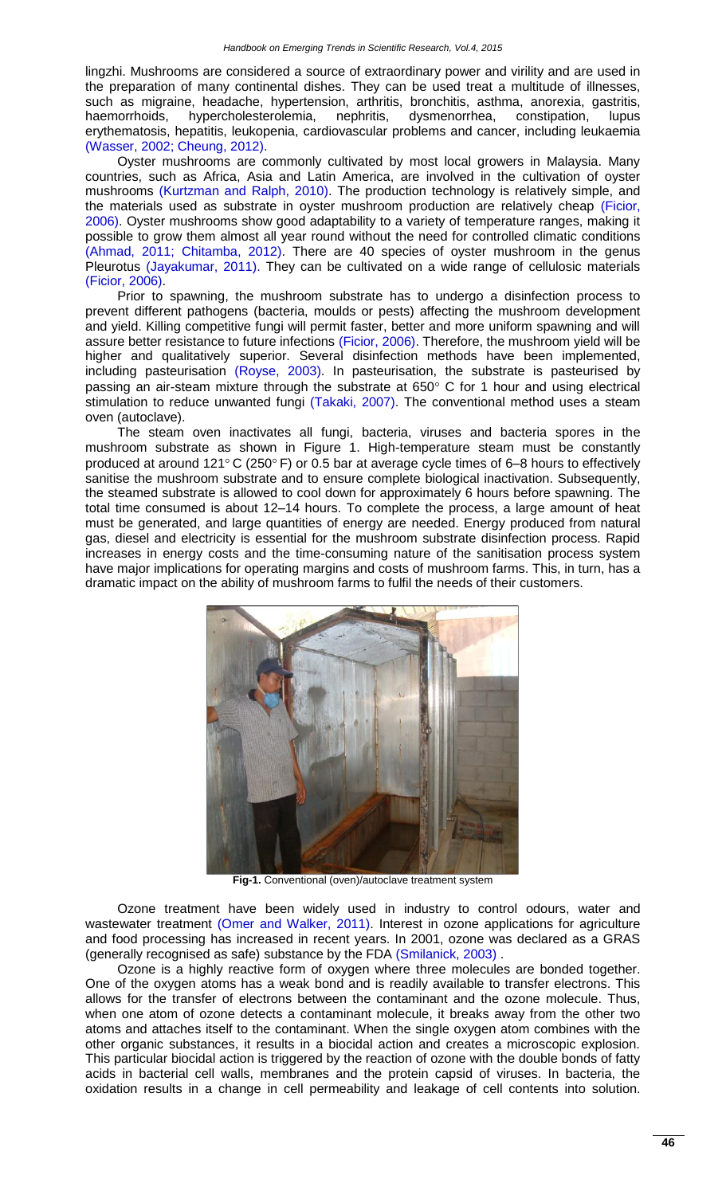lingzhi. Mushrooms are considered a source of extraordinary power and virility and are used in the preparation of many continental dishes. They can be used treat a multitude of illnesses, such as migraine, headache, hypertension, arthritis, bronchitis, asthma, anorexia, gastritis, haemorrhoids, hypercholesterolemia, nephritis, dysmenorrhea, constipation, lupus erythematosis, hepatitis, leukopenia, cardiovascular problems and cancer, including leukaemia (Wasser, 2002; Cheung, 2012).

Oyster mushrooms are commonly cultivated by most local growers in Malaysia. Many countries, such as Africa, Asia and Latin America, are involved in the cultivation of oyster mushrooms (Kurtzman and Ralph, 2010). The production technology is relatively simple, and the materials used as substrate in oyster mushroom production are relatively cheap (Ficior, 2006). Oyster mushrooms show good adaptability to a variety of temperature ranges, making it possible to grow them almost all year round without the need for controlled climatic conditions (Ahmad, 2011; Chitamba, 2012). There are 40 species of oyster mushroom in the genus Pleurotus (Jayakumar, 2011). They can be cultivated on a wide range of cellulosic materials (Ficior, 2006).

Prior to spawning, the mushroom substrate has to undergo a disinfection process to prevent different pathogens (bacteria, moulds or pests) affecting the mushroom development and yield. Killing competitive fungi will permit faster, better and more uniform spawning and will assure better resistance to future infections (Ficior, 2006). Therefore, the mushroom yield will be higher and qualitatively superior. Several disinfection methods have been implemented, including pasteurisation (Royse, 2003). In pasteurisation, the substrate is pasteurised by passing an air-steam mixture through the substrate at 650° C for 1 hour and using electrical stimulation to reduce unwanted fungi (Takaki, 2007). The conventional method uses a steam oven (autoclave).

The steam oven inactivates all fungi, bacteria, viruses and bacteria spores in the mushroom substrate as shown in Figure 1. High-temperature steam must be constantly produced at around 121° C (250° F) or 0.5 bar at average cycle times of 6–8 hours to effectively sanitise the mushroom substrate and to ensure complete biological inactivation. Subsequently, the steamed substrate is allowed to cool down for approximately 6 hours before spawning. The total time consumed is about 12–14 hours. To complete the process, a large amount of heat must be generated, and large quantities of energy are needed. Energy produced from natural gas, diesel and electricity is essential for the mushroom substrate disinfection process. Rapid increases in energy costs and the time-consuming nature of the sanitisation process system have major implications for operating margins and costs of mushroom farms. This, in turn, has a dramatic impact on the ability of mushroom farms to fulfil the needs of their customers.

**Fig-1.** Conventional (oven)/autoclave treatment system

Ozone treatment have been widely used in industry to control odours, water and wastewater treatment (Omer and Walker, 2011). Interest in ozone applications for agriculture and food processing has increased in recent years. In 2001, ozone was declared as a GRAS (generally recognised as safe) substance by the FDA (Smilanick, 2003) .

Ozone is a highly reactive form of oxygen where three molecules are bonded together. One of the oxygen atoms has a weak bond and is readily available to transfer electrons. This allows for the transfer of electrons between the contaminant and the ozone molecule. Thus, when one atom of ozone detects a contaminant molecule, it breaks away from the other two atoms and attaches itself to the contaminant. When the single oxygen atom combines with the other organic substances, it results in a biocidal action and creates a microscopic explosion. This particular biocidal action is triggered by the reaction of ozone with the double bonds of fatty acids in bacterial cell walls, membranes and the protein capsid of viruses. In bacteria, the oxidation results in a change in cell permeability and leakage of cell contents into solution.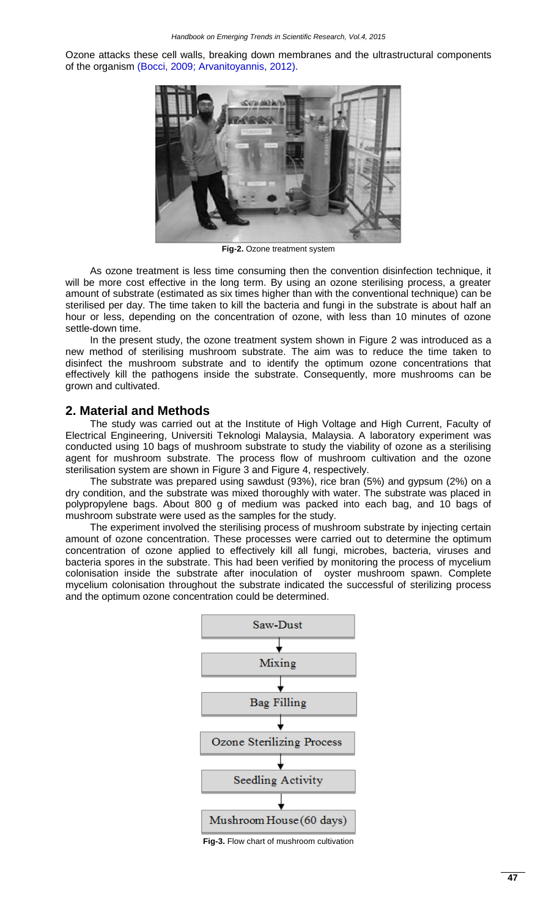Ozone attacks these cell walls, breaking down membranes and the ultrastructural components of the organism (Bocci, 2009; Arvanitoyannis, 2012).

**Fig-2.** Ozone treatment system

As ozone treatment is less time consuming then the convention disinfection technique, it will be more cost effective in the long term. By using an ozone sterilising process, a greater amount of substrate (estimated as six times higher than with the conventional technique) can be sterilised per day. The time taken to kill the bacteria and fungi in the substrate is about half an hour or less, depending on the concentration of ozone, with less than 10 minutes of ozone settle-down time.

In the present study, the ozone treatment system shown in Figure 2 was introduced as a new method of sterilising mushroom substrate. The aim was to reduce the time taken to disinfect the mushroom substrate and to identify the optimum ozone concentrations that effectively kill the pathogens inside the substrate. Consequently, more mushrooms can be grown and cultivated.

## 2. Material and Methods

The study was carried out at the Institute of High Voltage and High Current, Faculty of Electrical Engineering, Universiti Teknologi Malaysia, Malaysia. A laboratory experiment was conducted using 10 bags of mushroom substrate to study the viability of ozone as a sterilising agent for mushroom substrate. The process flow of mushroom cultivation and the ozone sterilisation system are shown in Figure 3 and Figure 4, respectively.

The substrate was prepared using sawdust (93%), rice bran (5%) and gypsum (2%) on a dry condition, and the substrate was mixed thoroughly with water. The substrate was placed in polypropylene bags. About 800 g of medium was packed into each bag, and 10 bags of mushroom substrate were used as the samples for the study.

The experiment involved the sterilising process of mushroom substrate by injecting certain amount of ozone concentration. These processes were carried out to determine the optimum concentration of ozone applied to effectively kill all fungi, microbes, bacteria, viruses and bacteria spores in the substrate. This had been verified by monitoring the process of mycelium colonisation inside the substrate after inoculation of oyster mushroom spawn. Complete mycelium colonisation throughout the substrate indicated the successful of sterilizing process and the optimum ozone concentration could be determined.

Saw-Dust → Mixing → Bag Filling → Ozone Sterilizing Process → Seedling Activity → Mushroom House (60 days)

**Fig-3.** Flow chart of mushroom cultivation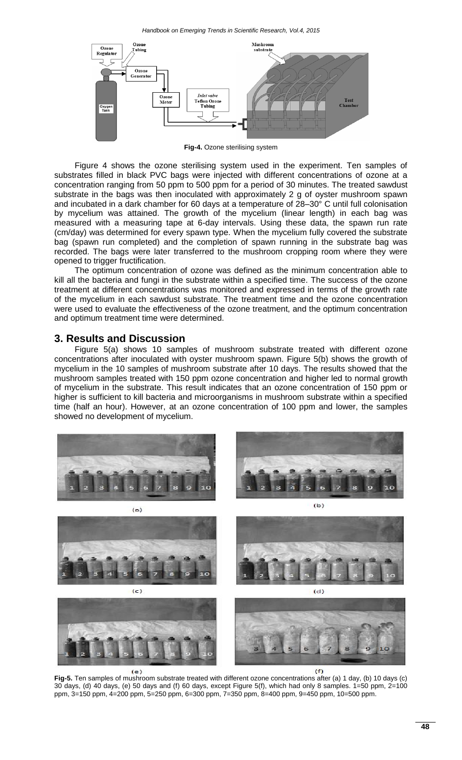**Fig-4.** Ozone sterilising system

Figure 4 shows the ozone sterilising system used in the experiment. Ten samples of substrates filled in black PVC bags were injected with different concentrations of ozone at a concentration ranging from 50 ppm to 500 ppm for a period of 30 minutes. The treated sawdust substrate in the bags was then inoculated with approximately 2 g of oyster mushroom spawn and incubated in a dark chamber for 60 days at a temperature of 28–30° C until full colonisation by mycelium was attained. The growth of the mycelium (linear length) in each bag was measured with a measuring tape at 6-day intervals. Using these data, the spawn run rate (cm/day) was determined for every spawn type. When the mycelium fully covered the substrate bag (spawn run completed) and the completion of spawn running in the substrate bag was recorded. The bags were later transferred to the mushroom cropping room where they were opened to trigger fructification.

The optimum concentration of ozone was defined as the minimum concentration able to kill all the bacteria and fungi in the substrate within a specified time. The success of the ozone treatment at different concentrations was monitored and expressed in terms of the growth rate of the mycelium in each sawdust substrate. The treatment time and the ozone concentration were used to evaluate the effectiveness of the ozone treatment, and the optimum concentration and optimum treatment time were determined.

## 3. Results and Discussion

Figure 5(a) shows 10 samples of mushroom substrate treated with different ozone concentrations after inoculated with oyster mushroom spawn. Figure 5(b) shows the growth of mycelium in the 10 samples of mushroom substrate after 10 days. The results showed that the mushroom samples treated with 150 ppm ozone concentration and higher led to normal growth of mycelium in the substrate. This result indicates that an ozone concentration of 150 ppm or higher is sufficient to kill bacteria and microorganisms in mushroom substrate within a specified time (half an hour). However, at an ozone concentration of 100 ppm and lower, the samples showed no development of mycelium.

**Fig-5.** Ten samples of mushroom substrate treated with different ozone concentrations after (a) 1 day, (b) 10 days (c) 30 days, (d) 40 days, (e) 50 days and (f) 60 days, except Figure 5(f), which had only 8 samples. 1=50 ppm, 2=100 ppm, 3=150 ppm, 4=200 ppm, 5=250 ppm, 6=300 ppm, 7=350 ppm, 8=400 ppm, 9=450 ppm, 10=500 ppm.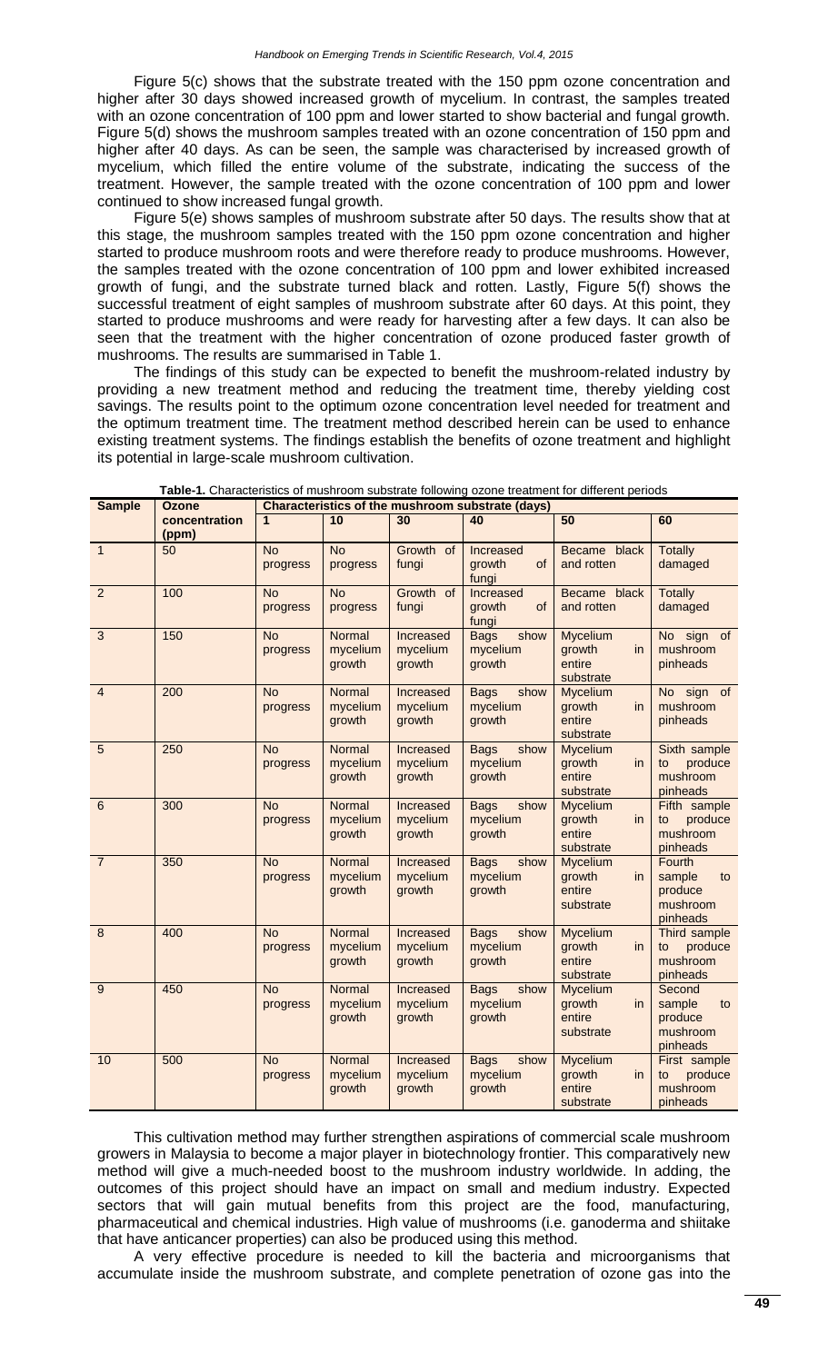Figure 5(c) shows that the substrate treated with the 150 ppm ozone concentration and higher after 30 days showed increased growth of mycelium. In contrast, the samples treated with an ozone concentration of 100 ppm and lower started to show bacterial and fungal growth. Figure 5(d) shows the mushroom samples treated with an ozone concentration of 150 ppm and higher after 40 days. As can be seen, the sample was characterised by increased growth of mycelium, which filled the entire volume of the substrate, indicating the success of the treatment. However, the sample treated with the ozone concentration of 100 ppm and lower continued to show increased fungal growth.

Figure 5(e) shows samples of mushroom substrate after 50 days. The results show that at this stage, the mushroom samples treated with the 150 ppm ozone concentration and higher started to produce mushroom roots and were therefore ready to produce mushrooms. However, the samples treated with the ozone concentration of 100 ppm and lower exhibited increased growth of fungi, and the substrate turned black and rotten. Lastly, Figure 5(f) shows the successful treatment of eight samples of mushroom substrate after 60 days. At this point, they started to produce mushrooms and were ready for harvesting after a few days. It can also be seen that the treatment with the higher concentration of ozone produced faster growth of mushrooms. The results are summarised in Table 1.

The findings of this study can be expected to benefit the mushroom-related industry by providing a new treatment method and reducing the treatment time, thereby yielding cost savings. The results point to the optimum ozone concentration level needed for treatment and the optimum treatment time. The treatment method described herein can be used to enhance existing treatment systems. The findings establish the benefits of ozone treatment and highlight its potential in large-scale mushroom cultivation.

**Table-1.** Characteristics of mushroom substrate following ozone treatment for different periods

| Sample | Ozone concentration (ppm) | Characteristics of the mushroom substrate (days) | | | | | |
|---|---|---|---|---|---|---|---|
| | | 1 | 10 | 30 | 40 | 50 | 60 |
| 1 | 50 | No progress | No progress | Growth of fungi | Increased growth of fungi | Became black and rotten | Totally damaged |
| 2 | 100 | No progress | No progress | Growth of fungi | Increased growth of fungi | Became black and rotten | Totally damaged |
| 3 | 150 | No progress | Normal mycelium growth | Increased mycelium growth | Bags show mycelium growth | Mycelium growth in entire substrate | No sign of mushroom pinheads |
| 4 | 200 | No progress | Normal mycelium growth | Increased mycelium growth | Bags show mycelium growth | Mycelium growth in entire substrate | No sign of mushroom pinheads |
| 5 | 250 | No progress | Normal mycelium growth | Increased mycelium growth | Bags show mycelium growth | Mycelium growth in entire substrate | Sixth sample to produce mushroom pinheads |
| 6 | 300 | No progress | Normal mycelium growth | Increased mycelium growth | Bags show mycelium growth | Mycelium growth in entire substrate | Fifth sample to produce mushroom pinheads |
| 7 | 350 | No progress | Normal mycelium growth | Increased mycelium growth | Bags show mycelium growth | Mycelium growth in entire substrate | Fourth sample to produce mushroom pinheads |
| 8 | 400 | No progress | Normal mycelium growth | Increased mycelium growth | Bags show mycelium growth | Mycelium growth in entire substrate | Third sample to produce mushroom pinheads |
| 9 | 450 | No progress | Normal mycelium growth | Increased mycelium growth | Bags show mycelium growth | Mycelium growth in entire substrate | Second sample to produce mushroom pinheads |
| 10 | 500 | No progress | Normal mycelium growth | Increased mycelium growth | Bags show mycelium growth | Mycelium growth in entire substrate | First sample to produce mushroom pinheads |

This cultivation method may further strengthen aspirations of commercial scale mushroom growers in Malaysia to become a major player in biotechnology frontier. This comparatively new method will give a much-needed boost to the mushroom industry worldwide. In adding, the outcomes of this project should have an impact on small and medium industry. Expected sectors that will gain mutual benefits from this project are the food, manufacturing, pharmaceutical and chemical industries. High value of mushrooms (i.e. ganoderma and shiitake that have anticancer properties) can also be produced using this method.

A very effective procedure is needed to kill the bacteria and microorganisms that accumulate inside the mushroom substrate, and complete penetration of ozone gas into the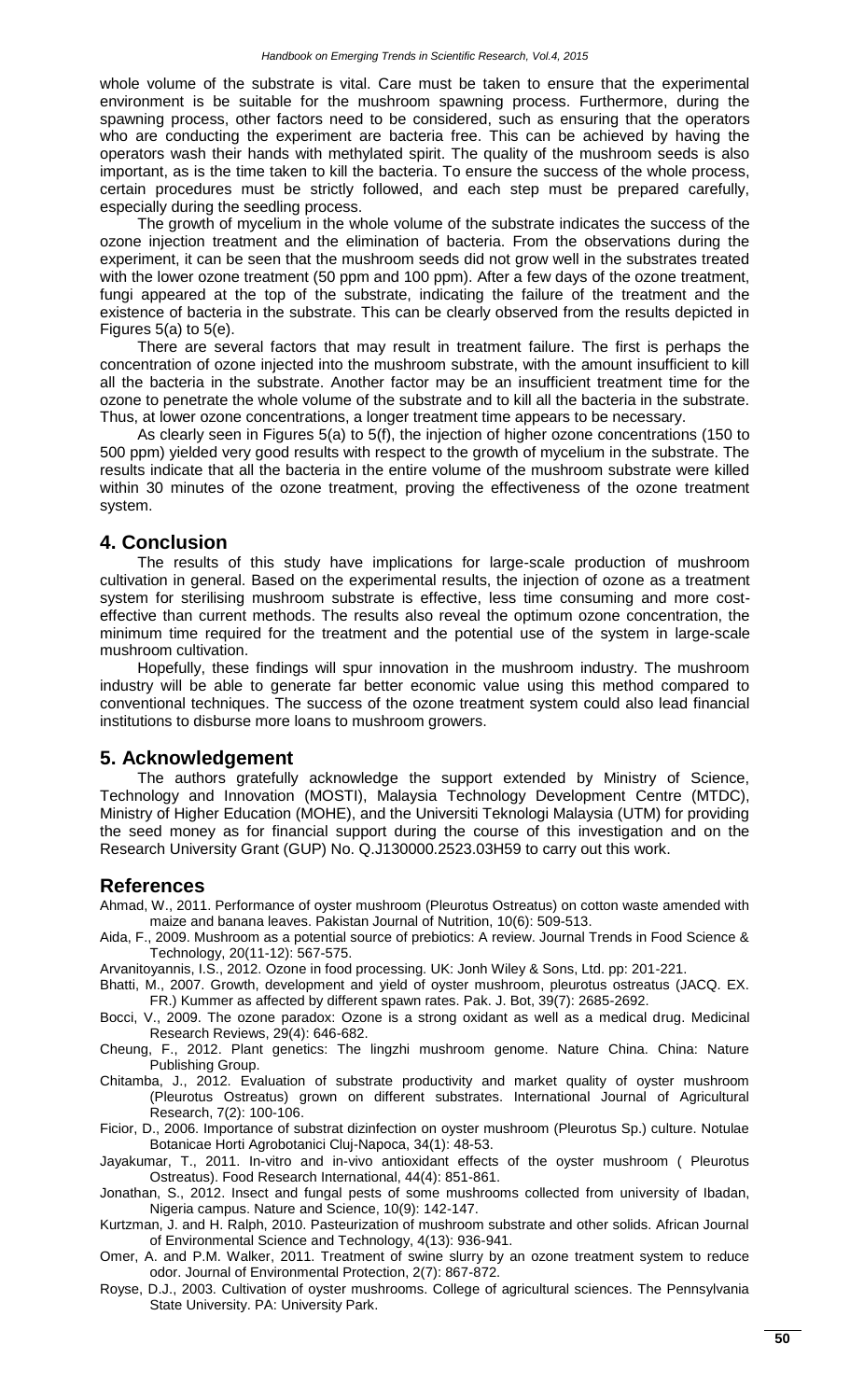whole volume of the substrate is vital. Care must be taken to ensure that the experimental environment is be suitable for the mushroom spawning process. Furthermore, during the spawning process, other factors need to be considered, such as ensuring that the operators who are conducting the experiment are bacteria free. This can be achieved by having the operators wash their hands with methylated spirit. The quality of the mushroom seeds is also important, as is the time taken to kill the bacteria. To ensure the success of the whole process, certain procedures must be strictly followed, and each step must be prepared carefully, especially during the seedling process.

The growth of mycelium in the whole volume of the substrate indicates the success of the ozone injection treatment and the elimination of bacteria. From the observations during the experiment, it can be seen that the mushroom seeds did not grow well in the substrates treated with the lower ozone treatment (50 ppm and 100 ppm). After a few days of the ozone treatment, fungi appeared at the top of the substrate, indicating the failure of the treatment and the existence of bacteria in the substrate. This can be clearly observed from the results depicted in Figures 5(a) to 5(e).

There are several factors that may result in treatment failure. The first is perhaps the concentration of ozone injected into the mushroom substrate, with the amount insufficient to kill all the bacteria in the substrate. Another factor may be an insufficient treatment time for the ozone to penetrate the whole volume of the substrate and to kill all the bacteria in the substrate. Thus, at lower ozone concentrations, a longer treatment time appears to be necessary.

As clearly seen in Figures 5(a) to 5(f), the injection of higher ozone concentrations (150 to 500 ppm) yielded very good results with respect to the growth of mycelium in the substrate. The results indicate that all the bacteria in the entire volume of the mushroom substrate were killed within 30 minutes of the ozone treatment, proving the effectiveness of the ozone treatment system.

## 4. Conclusion

The results of this study have implications for large-scale production of mushroom cultivation in general. Based on the experimental results, the injection of ozone as a treatment system for sterilising mushroom substrate is effective, less time consuming and more cost-effective than current methods. The results also reveal the optimum ozone concentration, the minimum time required for the treatment and the potential use of the system in large-scale mushroom cultivation.

Hopefully, these findings will spur innovation in the mushroom industry. The mushroom industry will be able to generate far better economic value using this method compared to conventional techniques. The success of the ozone treatment system could also lead financial institutions to disburse more loans to mushroom growers.

## 5. Acknowledgement

The authors gratefully acknowledge the support extended by Ministry of Science, Technology and Innovation (MOSTI), Malaysia Technology Development Centre (MTDC), Ministry of Higher Education (MOHE), and the Universiti Teknologi Malaysia (UTM) for providing the seed money as for financial support during the course of this investigation and on the Research University Grant (GUP) No. Q.J130000.2523.03H59 to carry out this work.

## References

Ahmad, W., 2011. Performance of oyster mushroom (Pleurotus Ostreatus) on cotton waste amended with maize and banana leaves. Pakistan Journal of Nutrition, 10(6): 509-513.

Aida, F., 2009. Mushroom as a potential source of prebiotics: A review. Journal Trends in Food Science & Technology, 20(11-12): 567-575.

Arvanitoyannis, I.S., 2012. Ozone in food processing. UK: Jonh Wiley & Sons, Ltd. pp: 201-221.

Bhatti, M., 2007. Growth, development and yield of oyster mushroom, pleurotus ostreatus (JACQ. EX. FR.) Kummer as affected by different spawn rates. Pak. J. Bot, 39(7): 2685-2692.

Bocci, V., 2009. The ozone paradox: Ozone is a strong oxidant as well as a medical drug. Medicinal Research Reviews, 29(4): 646-682.

Cheung, F., 2012. Plant genetics: The lingzhi mushroom genome. Nature China. China: Nature Publishing Group.

Chitamba, J., 2012. Evaluation of substrate productivity and market quality of oyster mushroom (Pleurotus Ostreatus) grown on different substrates. International Journal of Agricultural Research, 7(2): 100-106.

Ficior, D., 2006. Importance of substrat dizinfection on oyster mushroom (Pleurotus Sp.) culture. Notulae Botanicae Horti Agrobotanici Cluj-Napoca, 34(1): 48-53.

Jayakumar, T., 2011. In-vitro and in-vivo antioxidant effects of the oyster mushroom ( Pleurotus Ostreatus). Food Research International, 44(4): 851-861.

Jonathan, S., 2012. Insect and fungal pests of some mushrooms collected from university of Ibadan, Nigeria campus. Nature and Science, 10(9): 142-147.

Kurtzman, J. and H. Ralph, 2010. Pasteurization of mushroom substrate and other solids. African Journal of Environmental Science and Technology, 4(13): 936-941.

Omer, A. and P.M. Walker, 2011. Treatment of swine slurry by an ozone treatment system to reduce odor. Journal of Environmental Protection, 2(7): 867-872.

Royse, D.J., 2003. Cultivation of oyster mushrooms. College of agricultural sciences. The Pennsylvania State University. PA: University Park.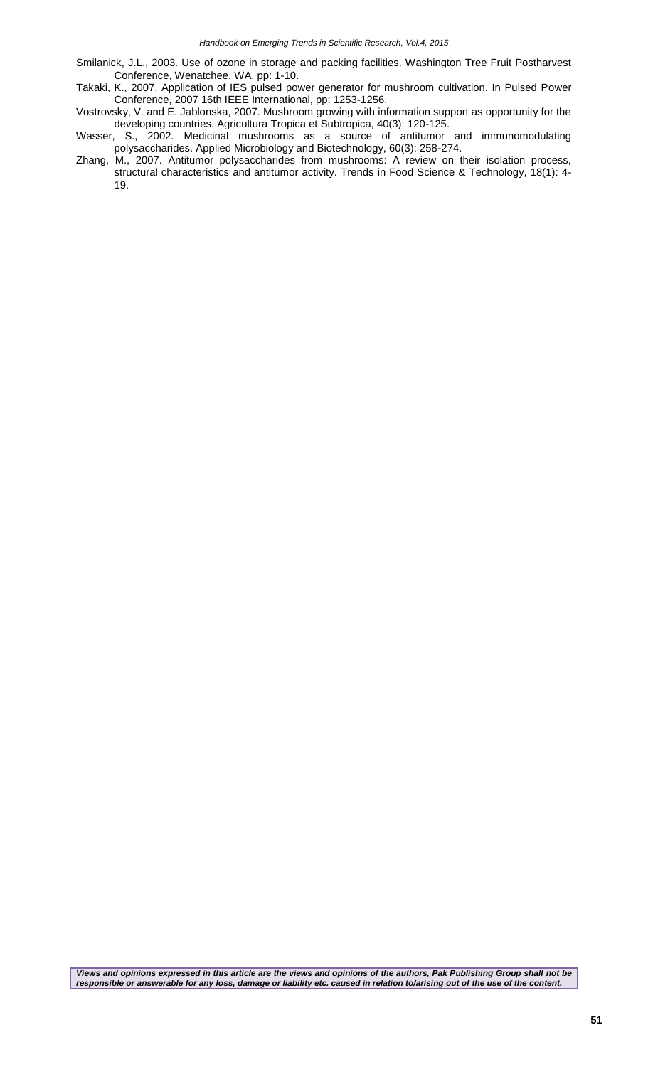Smilanick, J.L., 2003. Use of ozone in storage and packing facilities. Washington Tree Fruit Postharvest Conference, Wenatchee, WA. pp: 1-10.

Takaki, K., 2007. Application of IES pulsed power generator for mushroom cultivation. In Pulsed Power Conference, 2007 16th IEEE International, pp: 1253-1256.

Vostrovsky, V. and E. Jablonska, 2007. Mushroom growing with information support as opportunity for the developing countries. Agricultura Tropica et Subtropica, 40(3): 120-125.

Wasser, S., 2002. Medicinal mushrooms as a source of antitumor and immunomodulating polysaccharides. Applied Microbiology and Biotechnology, 60(3): 258-274.

Zhang, M., 2007. Antitumor polysaccharides from mushrooms: A review on their isolation process, structural characteristics and antitumor activity. Trends in Food Science & Technology, 18(1): 4-19.

***Views and opinions expressed in this article are the views and opinions of the authors, Pak Publishing Group shall not be responsible or answerable for any loss, damage or liability etc. caused in relation to/arising out of the use of the content.***